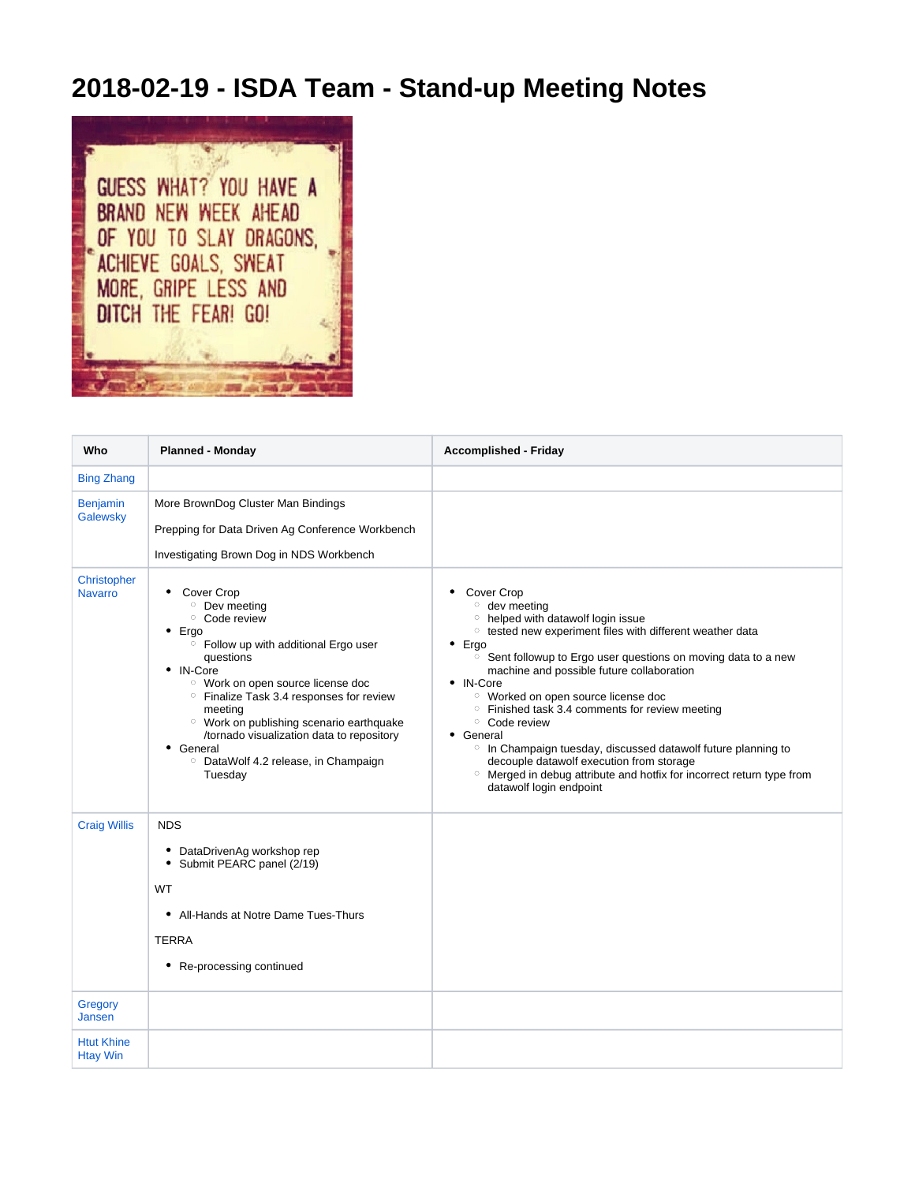# 2018-02-19 - ISDA Team - Stand-up Meeting Notes

| Who | Planned - Monday | Accomplished - Friday |
|---|---|---|
| Bing Zhang | | |
| Benjamin Galewsky | More BrownDog Cluster Man Bindings<br><br>Prepping for Data Driven Ag Conference Workbench<br><br>Investigating Brown Dog in NDS Workbench | |
| Christopher Navarro | • Cover Crop<br>  ◦ Dev meeting<br>  ◦ Code review<br>• Ergo<br>  ◦ Follow up with additional Ergo user questions<br>• IN-Core<br>  ◦ Work on open source license doc<br>  ◦ Finalize Task 3.4 responses for review meeting<br>  ◦ Work on publishing scenario earthquake /tornado visualization data to repository<br>• General<br>  ◦ DataWolf 4.2 release, in Champaign Tuesday | • Cover Crop<br>  ◦ dev meeting<br>  ◦ helped with datawolf login issue<br>  ◦ tested new experiment files with different weather data<br>• Ergo<br>  ◦ Sent followup to Ergo user questions on moving data to a new machine and possible future collaboration<br>• IN-Core<br>  ◦ Worked on open source license doc<br>  ◦ Finished task 3.4 comments for review meeting<br>  ◦ Code review<br>• General<br>  ◦ In Champaign tuesday, discussed datawolf future planning to decouple datawolf execution from storage<br>  ◦ Merged in debug attribute and hotfix for incorrect return type from datawolf login endpoint |
| Craig Willis | NDS<br><br>• DataDrivenAg workshop rep<br>• Submit PEARC panel (2/19)<br><br>WT<br><br>• All-Hands at Notre Dame Tues-Thurs<br><br>TERRA<br><br>• Re-processing continued | |
| Gregory Jansen | | |
| Htut Khine Htay Win | | |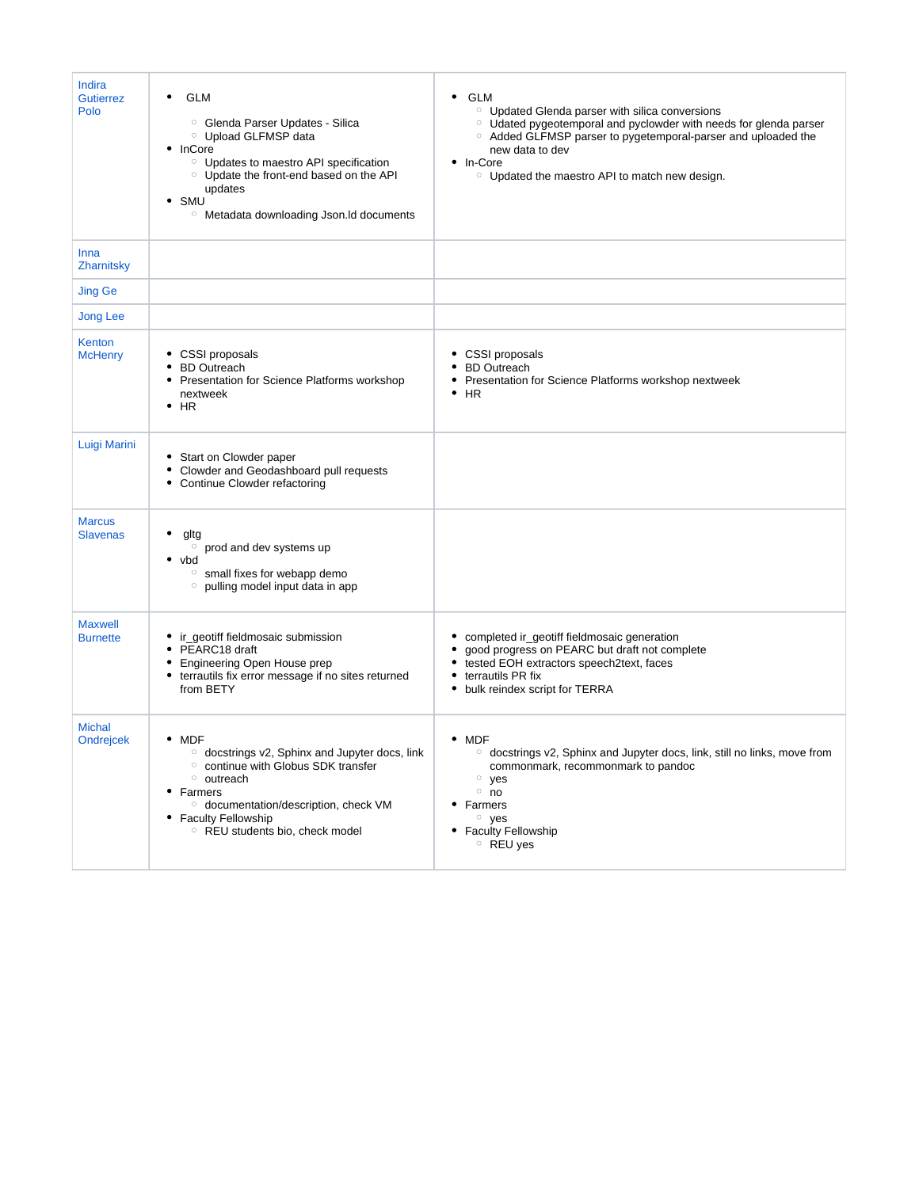| | | |
|---|---|---|
| Indira Gutierrez Polo | • GLM<br>  ◦ Glenda Parser Updates - Silica<br>  ◦ Upload GLFMSP data<br>• InCore<br>  ◦ Updates to maestro API specification<br>  ◦ Update the front-end based on the API updates<br>• SMU<br>  ◦ Metadata downloading Json.ld documents | • GLM<br>  ◦ Updated Glenda parser with silica conversions<br>  ◦ Udated pygeotemporal and pyclowder with needs for glenda parser<br>  ◦ Added GLFMSP parser to pygetemporal-parser and uploaded the new data to dev<br>• In-Core<br>  ◦ Updated the maestro API to match new design. |
| Inna Zharnitsky | | |
| Jing Ge | | |
| Jong Lee | | |
| Kenton McHenry | • CSSI proposals<br>• BD Outreach<br>• Presentation for Science Platforms workshop nextweek<br>• HR | • CSSI proposals<br>• BD Outreach<br>• Presentation for Science Platforms workshop nextweek<br>• HR |
| Luigi Marini | • Start on Clowder paper<br>• Clowder and Geodashboard pull requests<br>• Continue Clowder refactoring | |
| Marcus Slavenas | • gltg<br>  ◦ prod and dev systems up<br>• vbd<br>  ◦ small fixes for webapp demo<br>  ◦ pulling model input data in app | |
| Maxwell Burnette | • ir_geotiff fieldmosaic submission<br>• PEARC18 draft<br>• Engineering Open House prep<br>• terrautils fix error message if no sites returned from BETY | • completed ir_geotiff fieldmosaic generation<br>• good progress on PEARC but draft not complete<br>• tested EOH extractors speech2text, faces<br>• terrautils PR fix<br>• bulk reindex script for TERRA |
| Michal Ondrejcek | • MDF<br>  ◦ docstrings v2, Sphinx and Jupyter docs, link<br>  ◦ continue with Globus SDK transfer<br>  ◦ outreach<br>• Farmers<br>  ◦ documentation/description, check VM<br>• Faculty Fellowship<br>  ◦ REU students bio, check model | • MDF<br>  ◦ docstrings v2, Sphinx and Jupyter docs, link, still no links, move from commonmark, recommonmark to pandoc<br>  ◦ yes<br>  ◦ no<br>• Farmers<br>  ◦ yes<br>• Faculty Fellowship<br>  ◦ REU yes |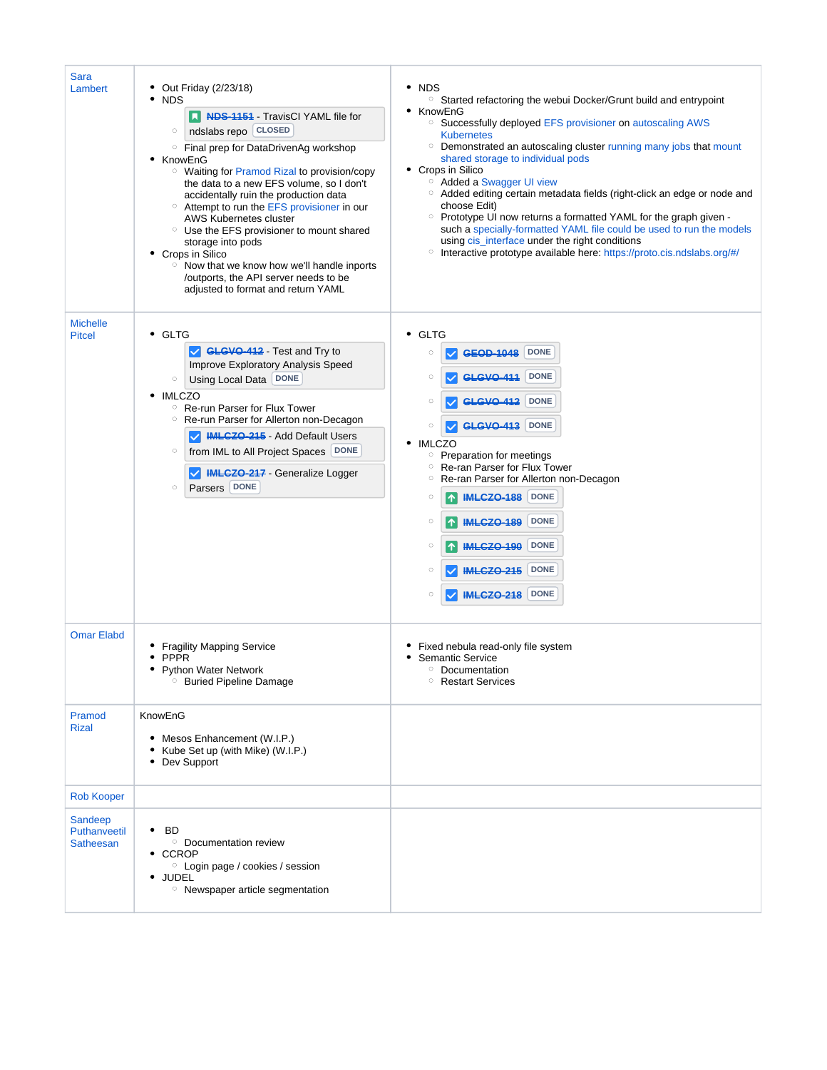| | | |
|---|---|---|
| Sara Lambert | <ul><li>Out Friday (2/23/18)</li><li>NDS<ul><li>~~NDS-1151~~ - TravisCI YAML file for ndslabs repo CLOSED</li><li>Final prep for DataDrivenAg workshop</li></ul></li><li>KnowEnG<ul><li>Waiting for Pramod Rizal to provision/copy the data to a new EFS volume, so I don't accidentally ruin the production data</li><li>Attempt to run the EFS provisioner in our AWS Kubernetes cluster</li><li>Use the EFS provisioner to mount shared storage into pods</li></ul></li><li>Crops in Silico<ul><li>Now that we know how we'll handle inports /outports, the API server needs to be adjusted to format and return YAML</li></ul></li></ul> | <ul><li>NDS<ul><li>Started refactoring the webui Docker/Grunt build and entrypoint</li></ul></li><li>KnowEnG<ul><li>Successfully deployed EFS provisioner on autoscaling AWS Kubernetes</li><li>Demonstrated an autoscaling cluster running many jobs that mount shared storage to individual pods</li></ul></li><li>Crops in Silico<ul><li>Added a Swagger UI view</li><li>Added editing certain metadata fields (right-click an edge or node and choose Edit)</li><li>Prototype UI now returns a formatted YAML for the graph given - such a specially-formatted YAML file could be used to run the models using cis_interface under the right conditions</li><li>Interactive prototype available here: https://proto.cis.ndslabs.org/#/</li></ul></li></ul> |
| Michelle Pitcel | <ul><li>GLTG<ul><li>~~GLGVO-412~~ - Test and Try to Improve Exploratory Analysis Speed Using Local Data DONE</li></ul></li><li>IMLCZO<ul><li>Re-run Parser for Flux Tower</li><li>Re-run Parser for Allerton non-Decagon</li><li>~~IMLCZO-215~~ - Add Default Users from IML to All Project Spaces DONE</li><li>~~IMLCZO-217~~ - Generalize Logger Parsers DONE</li></ul></li></ul> | <ul><li>GLTG<ul><li>~~GEOD-1048~~ DONE</li><li>~~GLGVO-411~~ DONE</li><li>~~GLGVO-412~~ DONE</li><li>~~GLGVO-413~~ DONE</li></ul></li><li>IMLCZO<ul><li>Preparation for meetings</li><li>Re-ran Parser for Flux Tower</li><li>Re-ran Parser for Allerton non-Decagon</li><li>~~IMLCZO-188~~ DONE</li><li>~~IMLCZO-189~~ DONE</li><li>~~IMLCZO-190~~ DONE</li><li>~~IMLCZO-215~~ DONE</li><li>~~IMLCZO-218~~ DONE</li></ul></li></ul> |
| Omar Elabd | <ul><li>Fragility Mapping Service</li><li>PPPR</li><li>Python Water Network<ul><li>Buried Pipeline Damage</li></ul></li></ul> | <ul><li>Fixed nebula read-only file system</li><li>Semantic Service<ul><li>Documentation</li><li>Restart Services</li></ul></li></ul> |
| Pramod Rizal | KnowEnG<ul><li>Mesos Enhancement (W.I.P.)</li><li>Kube Set up (with Mike) (W.I.P.)</li><li>Dev Support</li></ul> | |
| Rob Kooper | | |
| Sandeep Puthanveetil Satheesan | <ul><li>BD<ul><li>Documentation review</li></ul></li><li>CCROP<ul><li>Login page / cookies / session</li></ul></li><li>JUDEL<ul><li>Newspaper article segmentation</li></ul></li></ul> | |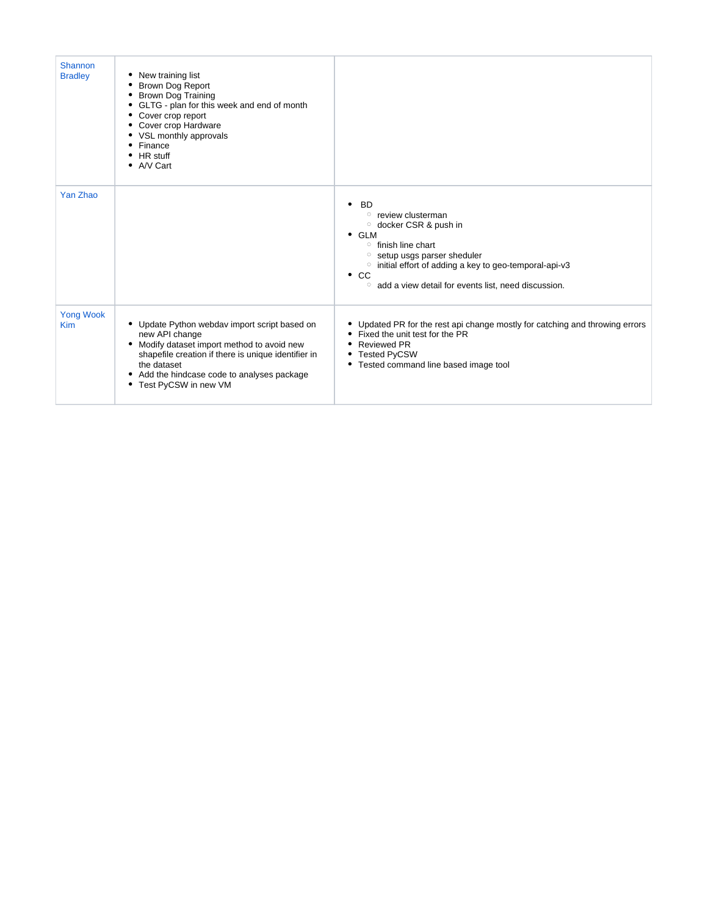| | | |
|---|---|---|
| Shannon Bradley | <ul><li>New training list</li><li>Brown Dog Report</li><li>Brown Dog Training</li><li>GLTG - plan for this week and end of month</li><li>Cover crop report</li><li>Cover crop Hardware</li><li>VSL monthly approvals</li><li>Finance</li><li>HR stuff</li><li>A/V Cart</li></ul> | |
| Yan Zhao | | <ul><li>BD<ul><li>review clusterman</li><li>docker CSR & push in</li></ul></li><li>GLM<ul><li>finish line chart</li><li>setup usgs parser sheduler</li><li>initial effort of adding a key to geo-temporal-api-v3</li></ul></li><li>CC<ul><li>add a view detail for events list, need discussion.</li></ul></li></ul> |
| Yong Wook Kim | <ul><li>Update Python webdav import script based on new API change</li><li>Modify dataset import method to avoid new shapefile creation if there is unique identifier in the dataset</li><li>Add the hindcase code to analyses package</li><li>Test PyCSW in new VM</li></ul> | <ul><li>Updated PR for the rest api change mostly for catching and throwing errors</li><li>Fixed the unit test for the PR</li><li>Reviewed PR</li><li>Tested PyCSW</li><li>Tested command line based image tool</li></ul> |